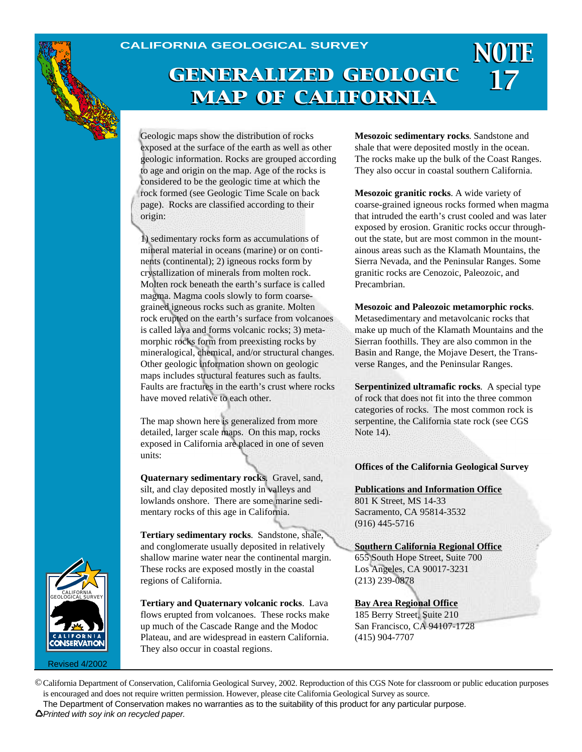CALIFORNIA GEOLOGICAL SURVEY

# GENERALIZED GEOLOGIC MAP OF CALIFORNIA

**NOTE 17**

Geologic maps show the distribution of rocks exposed at the surface of the earth as well as other geologic information. Rocks are grouped according to age and origin on the map. Age of the rocks is considered to be the geologic time at which the rock formed (see Geologic Time Scale on back page). Rocks are classified according to their origin:

1) sedimentary rocks form as accumulations of mineral material in oceans (marine) or on continents (continental); 2) igneous rocks form by crystallization of minerals from molten rock. Molten rock beneath the earth's surface is called magma. Magma cools slowly to form coarse-grained igneous rocks such as granite. Molten rock erupted on the earth's surface from volcanoes is called lava and forms volcanic rocks; 3) metamorphic rocks form from preexisting rocks by mineralogical, chemical, and/or structural changes. Other geologic information shown on geologic maps includes structural features such as faults. Faults are fractures in the earth's crust where rocks have moved relative to each other.

The map shown here is generalized from more detailed, larger scale maps. On this map, rocks exposed in California are placed in one of seven units:

**Quaternary sedimentary rocks**. Gravel, sand, silt, and clay deposited mostly in valleys and lowlands onshore. There are some marine sedimentary rocks of this age in California.

**Tertiary sedimentary rocks**. Sandstone, shale, and conglomerate usually deposited in relatively shallow marine water near the continental margin. These rocks are exposed mostly in the coastal regions of California.

**Tertiary and Quaternary volcanic rocks**. Lava flows erupted from volcanoes. These rocks make up much of the Cascade Range and the Modoc Plateau, and are widespread in eastern California. They also occur in coastal regions.

**Mesozoic sedimentary rocks**. Sandstone and shale that were deposited mostly in the ocean. The rocks make up the bulk of the Coast Ranges. They also occur in coastal southern California.

**Mesozoic granitic rocks**. A wide variety of coarse-grained igneous rocks formed when magma that intruded the earth's crust cooled and was later exposed by erosion. Granitic rocks occur throughout the state, but are most common in the mountainous areas such as the Klamath Mountains, the Sierra Nevada, and the Peninsular Ranges. Some granitic rocks are Cenozoic, Paleozoic, and Precambrian.

**Mesozoic and Paleozoic metamorphic rocks**. Metasedimentary and metavolcanic rocks that make up much of the Klamath Mountains and the Sierran foothills. They are also common in the Basin and Range, the Mojave Desert, the Transverse Ranges, and the Peninsular Ranges.

**Serpentinized ultramafic rocks**. A special type of rock that does not fit into the three common categories of rocks. The most common rock is serpentine, the California state rock (see CGS Note 14).

**Offices of the California Geological Survey**

**Publications and Information Office**
801 K Street, MS 14-33
Sacramento, CA 95814-3532
(916) 445-5716

**Southern California Regional Office**
655 South Hope Street, Suite 700
Los Angeles, CA 90017-3231
(213) 239-0878

**Bay Area Regional Office**
185 Berry Street, Suite 210
San Francisco, CA 94107-1728
(415) 904-7707

CALIFORNIA GEOLOGICAL SURVEY
CALIFORNIA CONSERVATION

Revised 4/2002

© California Department of Conservation, California Geological Survey, 2002. Reproduction of this CGS Note for classroom or public education purposes is encouraged and does not require written permission. However, please cite California Geological Survey as source.
The Department of Conservation makes no warranties as to the suitability of this product for any particular purpose.
*Printed with soy ink on recycled paper.*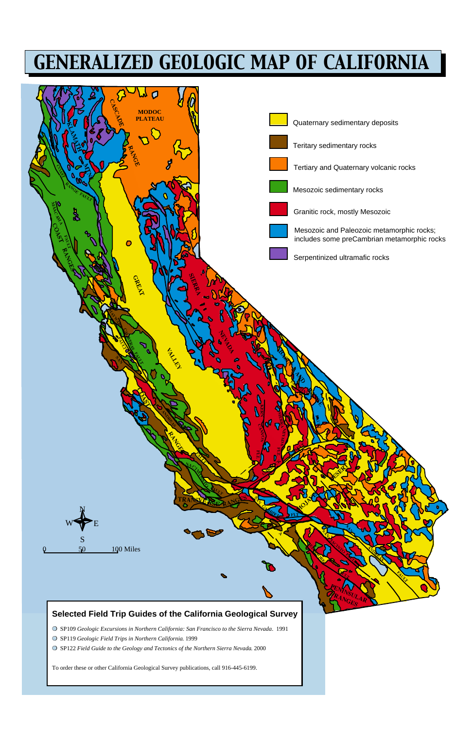# GENERALIZED GEOLOGIC MAP OF CALIFORNIA

- Quaternary sedimentary deposits
- Teritary sedimentary rocks
- Tertiary and Quaternary volcanic rocks
- Mesozoic sedimentary rocks
- Granitic rock, mostly Mesozoic
- Mesozoic and Paleozoic metamorphic rocks; includes some preCambrian metamorphic rocks
- Serpentinized ultramafic rocks

## Selected Field Trip Guides of the California Geological Survey

- SP109 *Geologic Excursions in Northern California: San Francisco to the Sierra Nevada*. 1991
- SP119 *Geologic Field Trips in Northern California.* 1999
- SP122 *Field Guide to the Geology and Tectonics of the Northern Sierra Nevada.* 2000

To order these or other California Geological Survey publications, call 916-445-6199.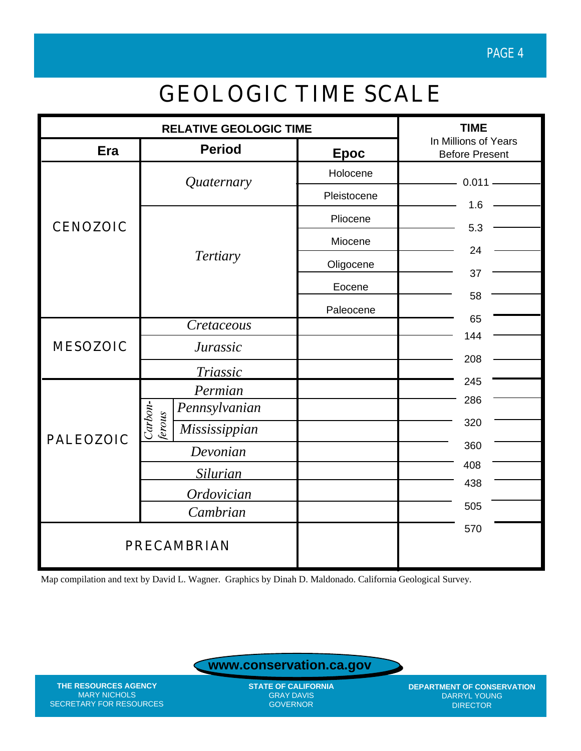# GEOLOGIC TIME SCALE

| RELATIVE GEOLOGIC TIME | | | | TIME In Millions of Years Before Present |
|---|---|---|---|---|
| **Era** | **Period** | | **Epoc** | |
| CENOZOIC | *Quaternary* | | Holocene | 0.011 |
| | | | Pleistocene | 1.6 |
| | *Tertiary* | | Pliocene | 5.3 |
| | | | Miocene | 24 |
| | | | Oligocene | 37 |
| | | | Eocene | 58 |
| | | | Paleocene | 65 |
| MESOZOIC | *Cretaceous* | | | 144 |
| | *Jurassic* | | | 208 |
| | *Triassic* | | | 245 |
| PALEOZOIC | *Permian* | | | 286 |
| | *Carbon-ferous* | *Pennsylvanian* | | 320 |
| | | *Mississippian* | | 360 |
| | *Devonian* | | | 408 |
| | *Silurian* | | | 438 |
| | *Ordovician* | | | 505 |
| | *Cambrian* | | | 570 |
| PRECAMBRIAN | | | | |

Map compilation and text by David L. Wagner. Graphics by Dinah D. Maldonado. California Geological Survey.

**www.conservation.ca.gov**

**THE RESOURCES AGENCY**
MARY NICHOLS
SECRETARY FOR RESOURCES

**STATE OF CALIFORNIA**
GRAY DAVIS
GOVERNOR

**DEPARTMENT OF CONSERVATION**
DARRYL YOUNG
DIRECTOR